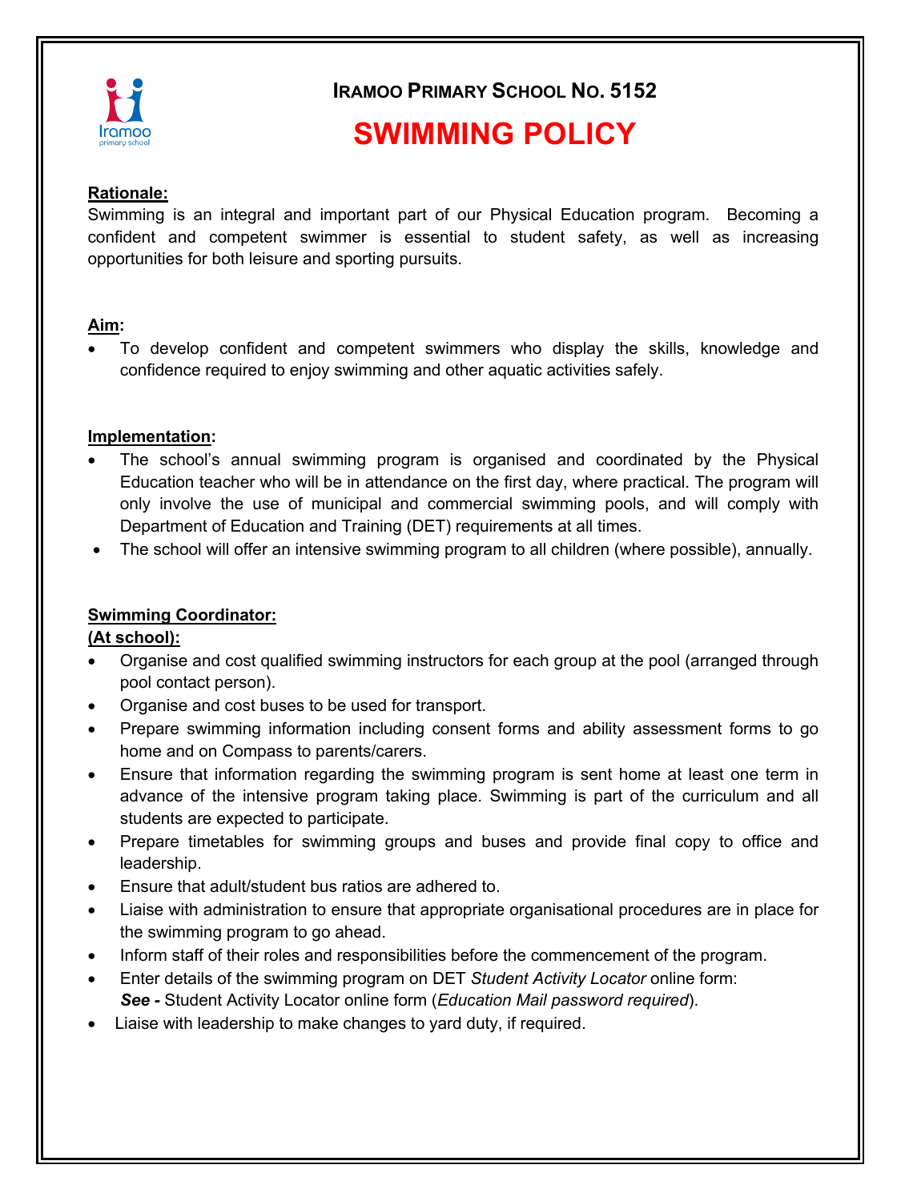**IRAMOO PRIMARY SCHOOL NO. 5152**

# SWIMMING POLICY

**Rationale:**

Swimming is an integral and important part of our Physical Education program. Becoming a confident and competent swimmer is essential to student safety, as well as increasing opportunities for both leisure and sporting pursuits.

**Aim:**

- To develop confident and competent swimmers who display the skills, knowledge and confidence required to enjoy swimming and other aquatic activities safely.

**Implementation:**

- The school's annual swimming program is organised and coordinated by the Physical Education teacher who will be in attendance on the first day, where practical. The program will only involve the use of municipal and commercial swimming pools, and will comply with Department of Education and Training (DET) requirements at all times.
- The school will offer an intensive swimming program to all children (where possible), annually.

**Swimming Coordinator:**
**(At school):**

- Organise and cost qualified swimming instructors for each group at the pool (arranged through pool contact person).
- Organise and cost buses to be used for transport.
- Prepare swimming information including consent forms and ability assessment forms to go home and on Compass to parents/carers.
- Ensure that information regarding the swimming program is sent home at least one term in advance of the intensive program taking place. Swimming is part of the curriculum and all students are expected to participate.
- Prepare timetables for swimming groups and buses and provide final copy to office and leadership.
- Ensure that adult/student bus ratios are adhered to.
- Liaise with administration to ensure that appropriate organisational procedures are in place for the swimming program to go ahead.
- Inform staff of their roles and responsibilities before the commencement of the program.
- Enter details of the swimming program on DET *Student Activity Locator* online form:
  ***See -*** Student Activity Locator online form (*Education Mail password required*).
- Liaise with leadership to make changes to yard duty, if required.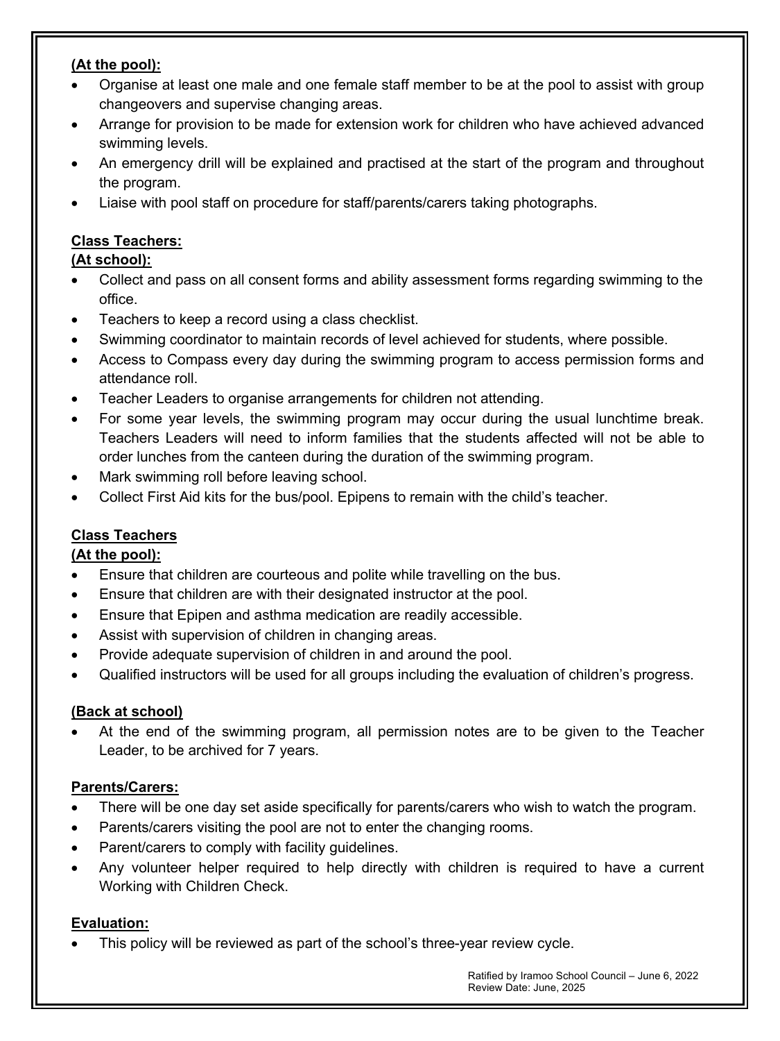**(At the pool):**

- Organise at least one male and one female staff member to be at the pool to assist with group changeovers and supervise changing areas.
- Arrange for provision to be made for extension work for children who have achieved advanced swimming levels.
- An emergency drill will be explained and practised at the start of the program and throughout the program.
- Liaise with pool staff on procedure for staff/parents/carers taking photographs.

**Class Teachers:**

**(At school):**

- Collect and pass on all consent forms and ability assessment forms regarding swimming to the office.
- Teachers to keep a record using a class checklist.
- Swimming coordinator to maintain records of level achieved for students, where possible.
- Access to Compass every day during the swimming program to access permission forms and attendance roll.
- Teacher Leaders to organise arrangements for children not attending.
- For some year levels, the swimming program may occur during the usual lunchtime break. Teachers Leaders will need to inform families that the students affected will not be able to order lunches from the canteen during the duration of the swimming program.
- Mark swimming roll before leaving school.
- Collect First Aid kits for the bus/pool. Epipens to remain with the child's teacher.

**Class Teachers**

**(At the pool):**

- Ensure that children are courteous and polite while travelling on the bus.
- Ensure that children are with their designated instructor at the pool.
- Ensure that Epipen and asthma medication are readily accessible.
- Assist with supervision of children in changing areas.
- Provide adequate supervision of children in and around the pool.
- Qualified instructors will be used for all groups including the evaluation of children's progress.

**(Back at school)**

- At the end of the swimming program, all permission notes are to be given to the Teacher Leader, to be archived for 7 years.

**Parents/Carers:**

- There will be one day set aside specifically for parents/carers who wish to watch the program.
- Parents/carers visiting the pool are not to enter the changing rooms.
- Parent/carers to comply with facility guidelines.
- Any volunteer helper required to help directly with children is required to have a current Working with Children Check.

**Evaluation:**

- This policy will be reviewed as part of the school's three-year review cycle.

Ratified by Iramoo School Council – June 6, 2022
Review Date: June, 2025